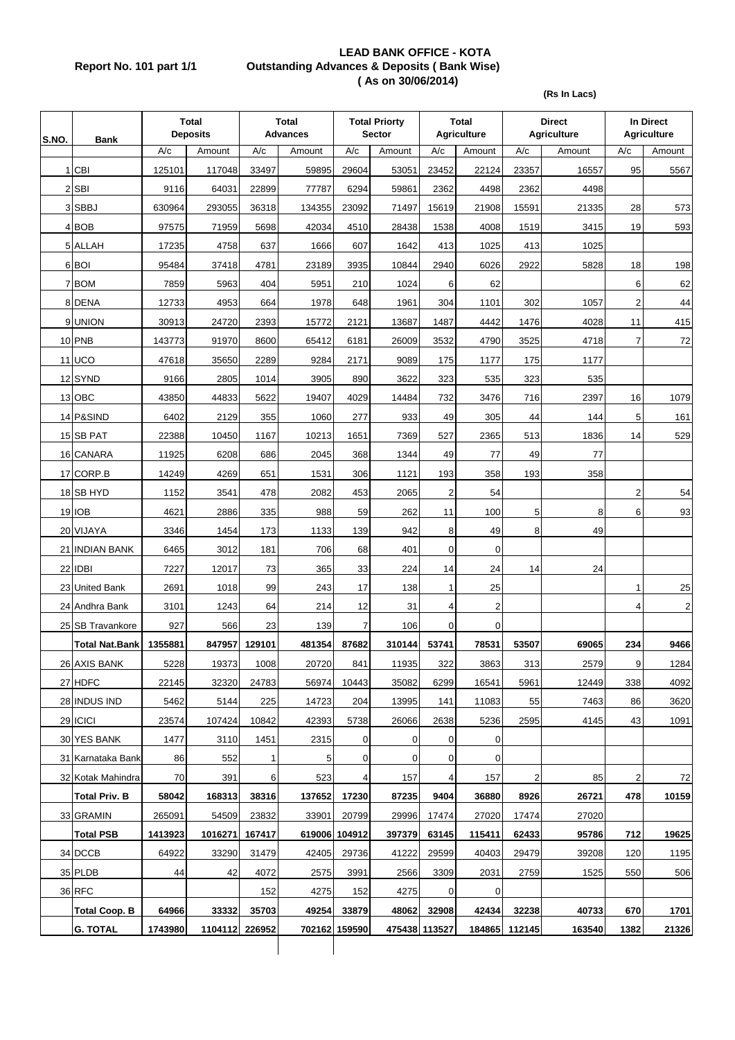**Report No. 101 part 1/1**

# LEAD BANK OFFICE - KOTA

## Outstanding Advances & Deposits ( Bank Wise)

**( As on 30/06/2014)**

**(Rs In Lacs)**

| S.NO. | Bank | Total Deposits | | Total Advances | | Total Priorty Sector | | Total Agriculture | | Direct Agriculture | | In Direct Agriculture | |
|---|---|---|---|---|---|---|---|---|---|---|---|---|---|
| | | A/c | Amount | A/c | Amount | A/c | Amount | A/c | Amount | A/c | Amount | A/c | Amount |
| 1 | CBI | 125101 | 117048 | 33497 | 59895 | 29604 | 53051 | 23452 | 22124 | 23357 | 16557 | 95 | 5567 |
| 2 | SBI | 9116 | 64031 | 22899 | 77787 | 6294 | 59861 | 2362 | 4498 | 2362 | 4498 | | |
| 3 | SBBJ | 630964 | 293055 | 36318 | 134355 | 23092 | 71497 | 15619 | 21908 | 15591 | 21335 | 28 | 573 |
| 4 | BOB | 97575 | 71959 | 5698 | 42034 | 4510 | 28438 | 1538 | 4008 | 1519 | 3415 | 19 | 593 |
| 5 | ALLAH | 17235 | 4758 | 637 | 1666 | 607 | 1642 | 413 | 1025 | 413 | 1025 | | |
| 6 | BOI | 95484 | 37418 | 4781 | 23189 | 3935 | 10844 | 2940 | 6026 | 2922 | 5828 | 18 | 198 |
| 7 | BOM | 7859 | 5963 | 404 | 5951 | 210 | 1024 | 6 | 62 | | | 6 | 62 |
| 8 | DENA | 12733 | 4953 | 664 | 1978 | 648 | 1961 | 304 | 1101 | 302 | 1057 | 2 | 44 |
| 9 | UNION | 30913 | 24720 | 2393 | 15772 | 2121 | 13687 | 1487 | 4442 | 1476 | 4028 | 11 | 415 |
| 10 | PNB | 143773 | 91970 | 8600 | 65412 | 6181 | 26009 | 3532 | 4790 | 3525 | 4718 | 7 | 72 |
| 11 | UCO | 47618 | 35650 | 2289 | 9284 | 2171 | 9089 | 175 | 1177 | 175 | 1177 | | |
| 12 | SYND | 9166 | 2805 | 1014 | 3905 | 890 | 3622 | 323 | 535 | 323 | 535 | | |
| 13 | OBC | 43850 | 44833 | 5622 | 19407 | 4029 | 14484 | 732 | 3476 | 716 | 2397 | 16 | 1079 |
| 14 | P&SIND | 6402 | 2129 | 355 | 1060 | 277 | 933 | 49 | 305 | 44 | 144 | 5 | 161 |
| 15 | SB PAT | 22388 | 10450 | 1167 | 10213 | 1651 | 7369 | 527 | 2365 | 513 | 1836 | 14 | 529 |
| 16 | CANARA | 11925 | 6208 | 686 | 2045 | 368 | 1344 | 49 | 77 | 49 | 77 | | |
| 17 | CORP.B | 14249 | 4269 | 651 | 1531 | 306 | 1121 | 193 | 358 | 193 | 358 | | |
| 18 | SB HYD | 1152 | 3541 | 478 | 2082 | 453 | 2065 | 2 | 54 | | | 2 | 54 |
| 19 | IOB | 4621 | 2886 | 335 | 988 | 59 | 262 | 11 | 100 | 5 | 8 | 6 | 93 |
| 20 | VIJAYA | 3346 | 1454 | 173 | 1133 | 139 | 942 | 8 | 49 | 8 | 49 | | |
| 21 | INDIAN BANK | 6465 | 3012 | 181 | 706 | 68 | 401 | 0 | 0 | | | | |
| 22 | IDBI | 7227 | 12017 | 73 | 365 | 33 | 224 | 14 | 24 | 14 | 24 | | |
| 23 | United Bank | 2691 | 1018 | 99 | 243 | 17 | 138 | 1 | 25 | | | 1 | 25 |
| 24 | Andhra Bank | 3101 | 1243 | 64 | 214 | 12 | 31 | 4 | 2 | | | 4 | 2 |
| 25 | SB Travankore | 927 | 566 | 23 | 139 | 7 | 106 | 0 | 0 | | | | |
| | **Total Nat.Bank** | **1355881** | **847957** | **129101** | **481354** | **87682** | **310144** | **53741** | **78531** | **53507** | **69065** | **234** | **9466** |
| 26 | AXIS BANK | 5228 | 19373 | 1008 | 20720 | 841 | 11935 | 322 | 3863 | 313 | 2579 | 9 | 1284 |
| 27 | HDFC | 22145 | 32320 | 24783 | 56974 | 10443 | 35082 | 6299 | 16541 | 5961 | 12449 | 338 | 4092 |
| 28 | INDUS IND | 5462 | 5144 | 225 | 14723 | 204 | 13995 | 141 | 11083 | 55 | 7463 | 86 | 3620 |
| 29 | ICICI | 23574 | 107424 | 10842 | 42393 | 5738 | 26066 | 2638 | 5236 | 2595 | 4145 | 43 | 1091 |
| 30 | YES BANK | 1477 | 3110 | 1451 | 2315 | 0 | 0 | 0 | 0 | | | | |
| 31 | Karnataka Bank | 86 | 552 | 1 | 5 | 0 | 0 | 0 | 0 | | | | |
| 32 | Kotak Mahindra | 70 | 391 | 6 | 523 | 4 | 157 | 4 | 157 | 2 | 85 | 2 | 72 |
| | **Total Priv. B** | **58042** | **168313** | **38316** | **137652** | **17230** | **87235** | **9404** | **36880** | **8926** | **26721** | **478** | **10159** |
| 33 | GRAMIN | 265091 | 54509 | 23832 | 33901 | 20799 | 29996 | 17474 | 27020 | 17474 | 27020 | | |
| | **Total PSB** | **1413923** | **1016271** | **167417** | **619006** | **104912** | **397379** | **63145** | **115411** | **62433** | **95786** | **712** | **19625** |
| 34 | DCCB | 64922 | 33290 | 31479 | 42405 | 29736 | 41222 | 29599 | 40403 | 29479 | 39208 | 120 | 1195 |
| 35 | PLDB | 44 | 42 | 4072 | 2575 | 3991 | 2566 | 3309 | 2031 | 2759 | 1525 | 550 | 506 |
| 36 | RFC | | | 152 | 4275 | 152 | 4275 | 0 | 0 | | | | |
| | **Total Coop. B** | **64966** | **33332** | **35703** | **49254** | **33879** | **48062** | **32908** | **42434** | **32238** | **40733** | **670** | **1701** |
| | **G. TOTAL** | **1743980** | **1104112** | **226952** | **702162** | **159590** | **475438** | **113527** | **184865** | **112145** | **163540** | **1382** | **21326** |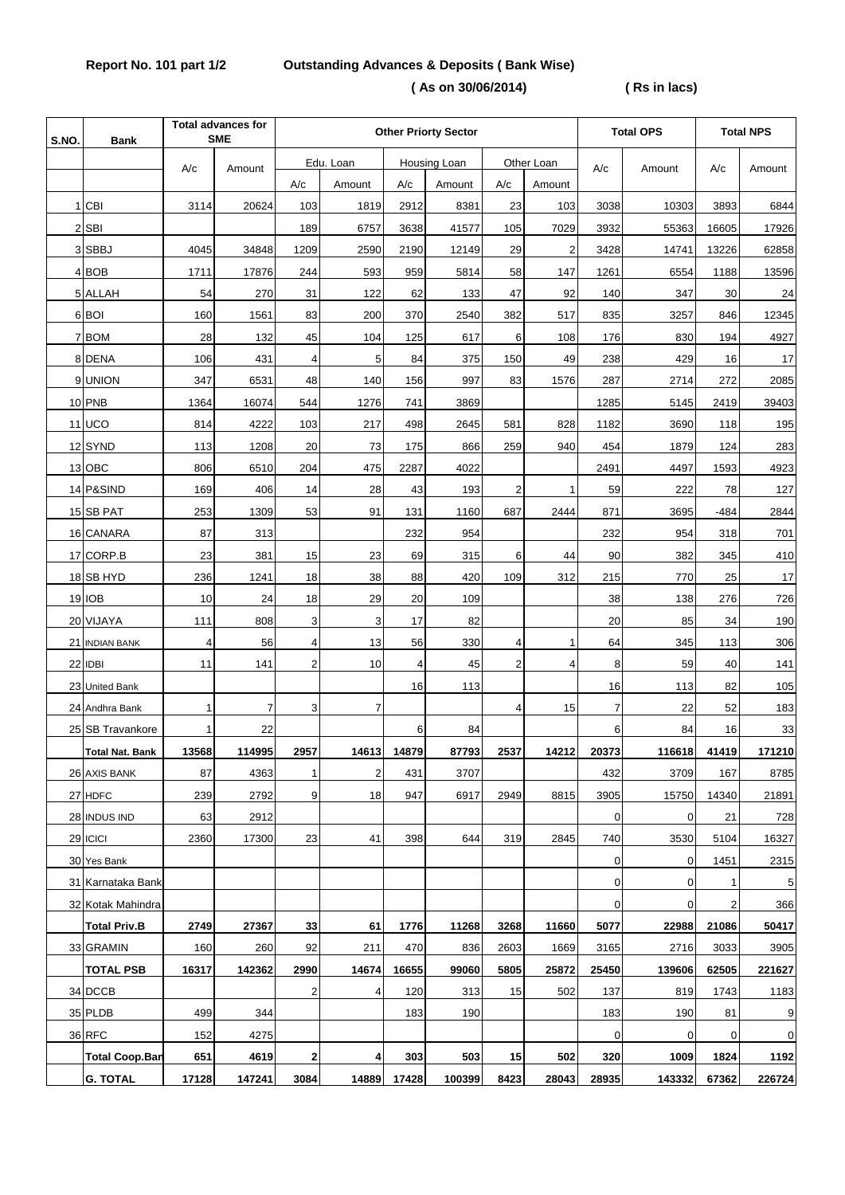**Report No. 101 part 1/2** **Outstanding Advances & Deposits ( Bank Wise)**

**( As on 30/06/2014)** **( Rs in lacs)**

| S.NO. | Bank | Total advances for SME | | Other Priorty Sector | | | | | | Total OPS | | Total NPS | |
|---|---|---|---|---|---|---|---|---|---|---|---|---|---|
| | | A/c | Amount | Edu. Loan | | Housing Loan | | Other Loan | | A/c | Amount | A/c | Amount |
| | | | | A/c | Amount | A/c | Amount | A/c | Amount | | | | |
| 1 | CBI | 3114 | 20624 | 103 | 1819 | 2912 | 8381 | 23 | 103 | 3038 | 10303 | 3893 | 6844 |
| 2 | SBI | | | 189 | 6757 | 3638 | 41577 | 105 | 7029 | 3932 | 55363 | 16605 | 17926 |
| 3 | SBBJ | 4045 | 34848 | 1209 | 2590 | 2190 | 12149 | 29 | 2 | 3428 | 14741 | 13226 | 62858 |
| 4 | BOB | 1711 | 17876 | 244 | 593 | 959 | 5814 | 58 | 147 | 1261 | 6554 | 1188 | 13596 |
| 5 | ALLAH | 54 | 270 | 31 | 122 | 62 | 133 | 47 | 92 | 140 | 347 | 30 | 24 |
| 6 | BOI | 160 | 1561 | 83 | 200 | 370 | 2540 | 382 | 517 | 835 | 3257 | 846 | 12345 |
| 7 | BOM | 28 | 132 | 45 | 104 | 125 | 617 | 6 | 108 | 176 | 830 | 194 | 4927 |
| 8 | DENA | 106 | 431 | 4 | 5 | 84 | 375 | 150 | 49 | 238 | 429 | 16 | 17 |
| 9 | UNION | 347 | 6531 | 48 | 140 | 156 | 997 | 83 | 1576 | 287 | 2714 | 272 | 2085 |
| 10 | PNB | 1364 | 16074 | 544 | 1276 | 741 | 3869 | | | 1285 | 5145 | 2419 | 39403 |
| 11 | UCO | 814 | 4222 | 103 | 217 | 498 | 2645 | 581 | 828 | 1182 | 3690 | 118 | 195 |
| 12 | SYND | 113 | 1208 | 20 | 73 | 175 | 866 | 259 | 940 | 454 | 1879 | 124 | 283 |
| 13 | OBC | 806 | 6510 | 204 | 475 | 2287 | 4022 | | | 2491 | 4497 | 1593 | 4923 |
| 14 | P&SIND | 169 | 406 | 14 | 28 | 43 | 193 | 2 | 1 | 59 | 222 | 78 | 127 |
| 15 | SB PAT | 253 | 1309 | 53 | 91 | 131 | 1160 | 687 | 2444 | 871 | 3695 | -484 | 2844 |
| 16 | CANARA | 87 | 313 | | | 232 | 954 | | | 232 | 954 | 318 | 701 |
| 17 | CORP.B | 23 | 381 | 15 | 23 | 69 | 315 | 6 | 44 | 90 | 382 | 345 | 410 |
| 18 | SB HYD | 236 | 1241 | 18 | 38 | 88 | 420 | 109 | 312 | 215 | 770 | 25 | 17 |
| 19 | IOB | 10 | 24 | 18 | 29 | 20 | 109 | | | 38 | 138 | 276 | 726 |
| 20 | VIJAYA | 111 | 808 | 3 | 3 | 17 | 82 | | | 20 | 85 | 34 | 190 |
| 21 | INDIAN BANK | 4 | 56 | 4 | 13 | 56 | 330 | 4 | 1 | 64 | 345 | 113 | 306 |
| 22 | IDBI | 11 | 141 | 2 | 10 | 4 | 45 | 2 | 4 | 8 | 59 | 40 | 141 |
| 23 | United Bank | | | | | 16 | 113 | | | 16 | 113 | 82 | 105 |
| 24 | Andhra Bank | 1 | 7 | 3 | 7 | | | 4 | 15 | 7 | 22 | 52 | 183 |
| 25 | SB Travankore | 1 | 22 | | | 6 | 84 | | | 6 | 84 | 16 | 33 |
| | **Total Nat. Bank** | **13568** | **114995** | **2957** | **14613** | **14879** | **87793** | **2537** | **14212** | **20373** | **116618** | **41419** | **171210** |
| 26 | AXIS BANK | 87 | 4363 | 1 | 2 | 431 | 3707 | | | 432 | 3709 | 167 | 8785 |
| 27 | HDFC | 239 | 2792 | 9 | 18 | 947 | 6917 | 2949 | 8815 | 3905 | 15750 | 14340 | 21891 |
| 28 | INDUS IND | 63 | 2912 | | | | | | | 0 | 0 | 21 | 728 |
| 29 | ICICI | 2360 | 17300 | 23 | 41 | 398 | 644 | 319 | 2845 | 740 | 3530 | 5104 | 16327 |
| 30 | Yes Bank | | | | | | | | | 0 | 0 | 1451 | 2315 |
| 31 | Karnataka Bank | | | | | | | | | 0 | 0 | 1 | 5 |
| 32 | Kotak Mahindra | | | | | | | | | 0 | 0 | 2 | 366 |
| | **Total Priv.B** | **2749** | **27367** | **33** | **61** | **1776** | **11268** | **3268** | **11660** | **5077** | **22988** | **21086** | **50417** |
| 33 | GRAMIN | 160 | 260 | 92 | 211 | 470 | 836 | 2603 | 1669 | 3165 | 2716 | 3033 | 3905 |
| | **TOTAL PSB** | **16317** | **142362** | **2990** | **14674** | **16655** | **99060** | **5805** | **25872** | **25450** | **139606** | **62505** | **221627** |
| 34 | DCCB | | | 2 | 4 | 120 | 313 | 15 | 502 | 137 | 819 | 1743 | 1183 |
| 35 | PLDB | 499 | 344 | | | 183 | 190 | | | 183 | 190 | 81 | 9 |
| 36 | RFC | 152 | 4275 | | | | | | | 0 | 0 | 0 | 0 |
| | **Total Coop.Ban** | **651** | **4619** | **2** | **4** | **303** | **503** | **15** | **502** | **320** | **1009** | **1824** | **1192** |
| | **G. TOTAL** | **17128** | **147241** | **3084** | **14889** | **17428** | **100399** | **8423** | **28043** | **28935** | **143332** | **67362** | **226724** |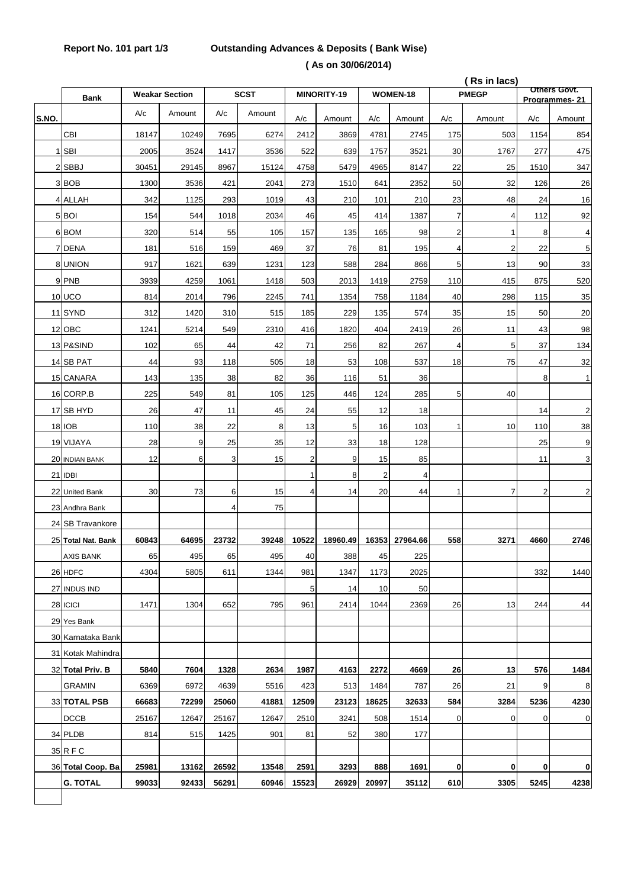**Report No. 101 part 1/3** **Outstanding Advances & Deposits ( Bank Wise)**

**( As on 30/06/2014)**

( Rs in lacs)

| S.NO. | Bank | Weakar Section | | SCST | | MINORITY-19 | | WOMEN-18 | | PMEGP | | Others Govt. Programmes- 21 | |
|---|---|---|---|---|---|---|---|---|---|---|---|---|---|
| | | A/c | Amount | A/c | Amount | A/c | Amount | A/c | Amount | A/c | Amount | A/c | Amount |
| | CBI | 18147 | 10249 | 7695 | 6274 | 2412 | 3869 | 4781 | 2745 | 175 | 503 | 1154 | 854 |
| 1 | SBI | 2005 | 3524 | 1417 | 3536 | 522 | 639 | 1757 | 3521 | 30 | 1767 | 277 | 475 |
| 2 | SBBJ | 30451 | 29145 | 8967 | 15124 | 4758 | 5479 | 4965 | 8147 | 22 | 25 | 1510 | 347 |
| 3 | BOB | 1300 | 3536 | 421 | 2041 | 273 | 1510 | 641 | 2352 | 50 | 32 | 126 | 26 |
| 4 | ALLAH | 342 | 1125 | 293 | 1019 | 43 | 210 | 101 | 210 | 23 | 48 | 24 | 16 |
| 5 | BOI | 154 | 544 | 1018 | 2034 | 46 | 45 | 414 | 1387 | 7 | 4 | 112 | 92 |
| 6 | BOM | 320 | 514 | 55 | 105 | 157 | 135 | 165 | 98 | 2 | 1 | 8 | 4 |
| 7 | DENA | 181 | 516 | 159 | 469 | 37 | 76 | 81 | 195 | 4 | 2 | 22 | 5 |
| 8 | UNION | 917 | 1621 | 639 | 1231 | 123 | 588 | 284 | 866 | 5 | 13 | 90 | 33 |
| 9 | PNB | 3939 | 4259 | 1061 | 1418 | 503 | 2013 | 1419 | 2759 | 110 | 415 | 875 | 520 |
| 10 | UCO | 814 | 2014 | 796 | 2245 | 741 | 1354 | 758 | 1184 | 40 | 298 | 115 | 35 |
| 11 | SYND | 312 | 1420 | 310 | 515 | 185 | 229 | 135 | 574 | 35 | 15 | 50 | 20 |
| 12 | OBC | 1241 | 5214 | 549 | 2310 | 416 | 1820 | 404 | 2419 | 26 | 11 | 43 | 98 |
| 13 | P&SIND | 102 | 65 | 44 | 42 | 71 | 256 | 82 | 267 | 4 | 5 | 37 | 134 |
| 14 | SB PAT | 44 | 93 | 118 | 505 | 18 | 53 | 108 | 537 | 18 | 75 | 47 | 32 |
| 15 | CANARA | 143 | 135 | 38 | 82 | 36 | 116 | 51 | 36 | | | 8 | 1 |
| 16 | CORP.B | 225 | 549 | 81 | 105 | 125 | 446 | 124 | 285 | 5 | 40 | | |
| 17 | SB HYD | 26 | 47 | 11 | 45 | 24 | 55 | 12 | 18 | | | 14 | 2 |
| 18 | IOB | 110 | 38 | 22 | 8 | 13 | 5 | 16 | 103 | 1 | 10 | 110 | 38 |
| 19 | VIJAYA | 28 | 9 | 25 | 35 | 12 | 33 | 18 | 128 | | | 25 | 9 |
| 20 | INDIAN BANK | 12 | 6 | 3 | 15 | 2 | 9 | 15 | 85 | | | 11 | 3 |
| 21 | IDBI | | | | | 1 | 8 | 2 | 4 | | | | |
| 22 | United Bank | 30 | 73 | 6 | 15 | 4 | 14 | 20 | 44 | 1 | 7 | 2 | 2 |
| 23 | Andhra Bank | | | 4 | 75 | | | | | | | | |
| 24 | SB Travankore | | | | | | | | | | | | |
| 25 | **Total Nat. Bank** | **60843** | **64695** | **23732** | **39248** | **10522** | **18960.49** | **16353** | **27964.66** | **558** | **3271** | **4660** | **2746** |
| | AXIS BANK | 65 | 495 | 65 | 495 | 40 | 388 | 45 | 225 | | | | |
| 26 | HDFC | 4304 | 5805 | 611 | 1344 | 981 | 1347 | 1173 | 2025 | | | 332 | 1440 |
| 27 | INDUS IND | | | | | 5 | 14 | 10 | 50 | | | | |
| 28 | ICICI | 1471 | 1304 | 652 | 795 | 961 | 2414 | 1044 | 2369 | 26 | 13 | 244 | 44 |
| 29 | Yes Bank | | | | | | | | | | | | |
| 30 | Karnataka Bank | | | | | | | | | | | | |
| 31 | Kotak Mahindra | | | | | | | | | | | | |
| 32 | **Total Priv. B** | **5840** | **7604** | **1328** | **2634** | **1987** | **4163** | **2272** | **4669** | **26** | **13** | **576** | **1484** |
| | GRAMIN | 6369 | 6972 | 4639 | 5516 | 423 | 513 | 1484 | 787 | 26 | 21 | 9 | 8 |
| 33 | **TOTAL PSB** | **66683** | **72299** | **25060** | **41881** | **12509** | **23123** | **18625** | **32633** | **584** | **3284** | **5236** | **4230** |
| | DCCB | 25167 | 12647 | 25167 | 12647 | 2510 | 3241 | 508 | 1514 | 0 | 0 | 0 | 0 |
| 34 | PLDB | 814 | 515 | 1425 | 901 | 81 | 52 | 380 | 177 | | | | |
| 35 | R F C | | | | | | | | | | | | |
| 36 | **Total Coop. Ba** | **25981** | **13162** | **26592** | **13548** | **2591** | **3293** | **888** | **1691** | **0** | **0** | **0** | **0** |
| | **G. TOTAL** | **99033** | **92433** | **56291** | **60946** | **15523** | **26929** | **20997** | **35112** | **610** | **3305** | **5245** | **4238** |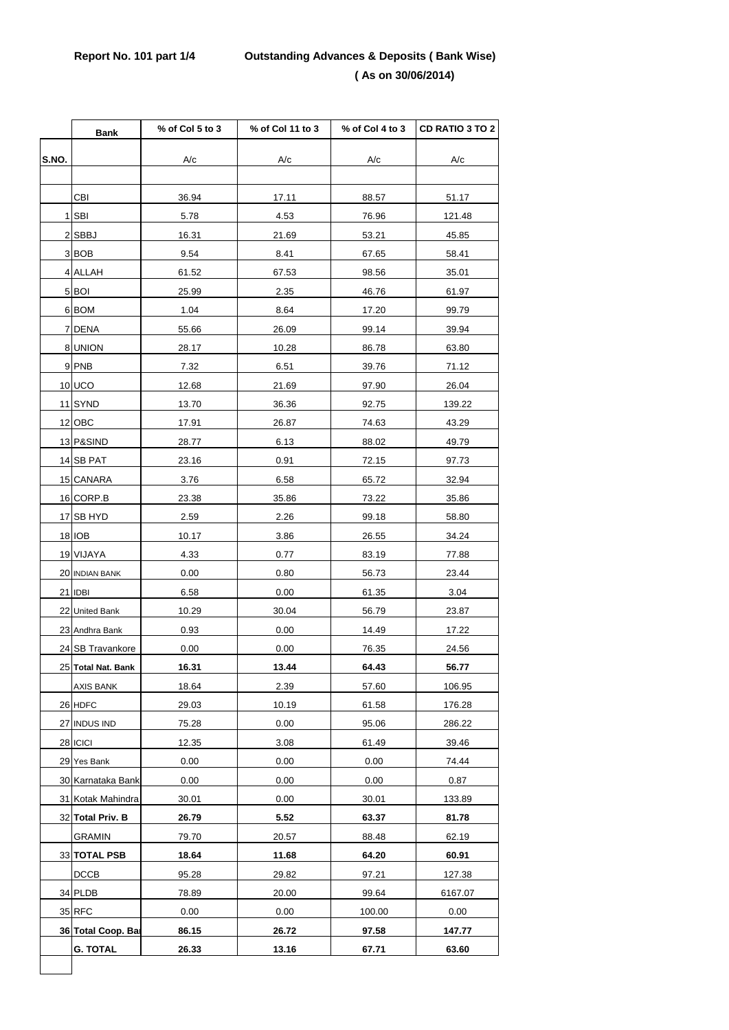**Report No. 101 part 1/4** **Outstanding Advances & Deposits ( Bank Wise)**

**( As on 30/06/2014)**

| S.NO. | Bank | % of Col 5 to 3 | % of Col 11 to 3 | % of Col 4 to 3 | CD RATIO 3 TO 2 |
|---|---|---|---|---|---|
| | | A/c | A/c | A/c | A/c |
| | CBI | 36.94 | 17.11 | 88.57 | 51.17 |
| 1 | SBI | 5.78 | 4.53 | 76.96 | 121.48 |
| 2 | SBBJ | 16.31 | 21.69 | 53.21 | 45.85 |
| 3 | BOB | 9.54 | 8.41 | 67.65 | 58.41 |
| 4 | ALLAH | 61.52 | 67.53 | 98.56 | 35.01 |
| 5 | BOI | 25.99 | 2.35 | 46.76 | 61.97 |
| 6 | BOM | 1.04 | 8.64 | 17.20 | 99.79 |
| 7 | DENA | 55.66 | 26.09 | 99.14 | 39.94 |
| 8 | UNION | 28.17 | 10.28 | 86.78 | 63.80 |
| 9 | PNB | 7.32 | 6.51 | 39.76 | 71.12 |
| 10 | UCO | 12.68 | 21.69 | 97.90 | 26.04 |
| 11 | SYND | 13.70 | 36.36 | 92.75 | 139.22 |
| 12 | OBC | 17.91 | 26.87 | 74.63 | 43.29 |
| 13 | P&SIND | 28.77 | 6.13 | 88.02 | 49.79 |
| 14 | SB PAT | 23.16 | 0.91 | 72.15 | 97.73 |
| 15 | CANARA | 3.76 | 6.58 | 65.72 | 32.94 |
| 16 | CORP.B | 23.38 | 35.86 | 73.22 | 35.86 |
| 17 | SB HYD | 2.59 | 2.26 | 99.18 | 58.80 |
| 18 | IOB | 10.17 | 3.86 | 26.55 | 34.24 |
| 19 | VIJAYA | 4.33 | 0.77 | 83.19 | 77.88 |
| 20 | INDIAN BANK | 0.00 | 0.80 | 56.73 | 23.44 |
| 21 | IDBI | 6.58 | 0.00 | 61.35 | 3.04 |
| 22 | United Bank | 10.29 | 30.04 | 56.79 | 23.87 |
| 23 | Andhra Bank | 0.93 | 0.00 | 14.49 | 17.22 |
| 24 | SB Travankore | 0.00 | 0.00 | 76.35 | 24.56 |
| 25 | **Total Nat. Bank** | **16.31** | **13.44** | **64.43** | **56.77** |
| | AXIS BANK | 18.64 | 2.39 | 57.60 | 106.95 |
| 26 | HDFC | 29.03 | 10.19 | 61.58 | 176.28 |
| 27 | INDUS IND | 75.28 | 0.00 | 95.06 | 286.22 |
| 28 | ICICI | 12.35 | 3.08 | 61.49 | 39.46 |
| 29 | Yes Bank | 0.00 | 0.00 | 0.00 | 74.44 |
| 30 | Karnataka Bank | 0.00 | 0.00 | 0.00 | 0.87 |
| 31 | Kotak Mahindra | 30.01 | 0.00 | 30.01 | 133.89 |
| 32 | **Total Priv. B** | **26.79** | **5.52** | **63.37** | **81.78** |
| | GRAMIN | 79.70 | 20.57 | 88.48 | 62.19 |
| 33 | **TOTAL PSB** | **18.64** | **11.68** | **64.20** | **60.91** |
| | DCCB | 95.28 | 29.82 | 97.21 | 127.38 |
| 34 | PLDB | 78.89 | 20.00 | 99.64 | 6167.07 |
| 35 | RFC | 0.00 | 0.00 | 100.00 | 0.00 |
| 36 | **Total Coop. Ba** | **86.15** | **26.72** | **97.58** | **147.77** |
| | **G. TOTAL** | **26.33** | **13.16** | **67.71** | **63.60** |